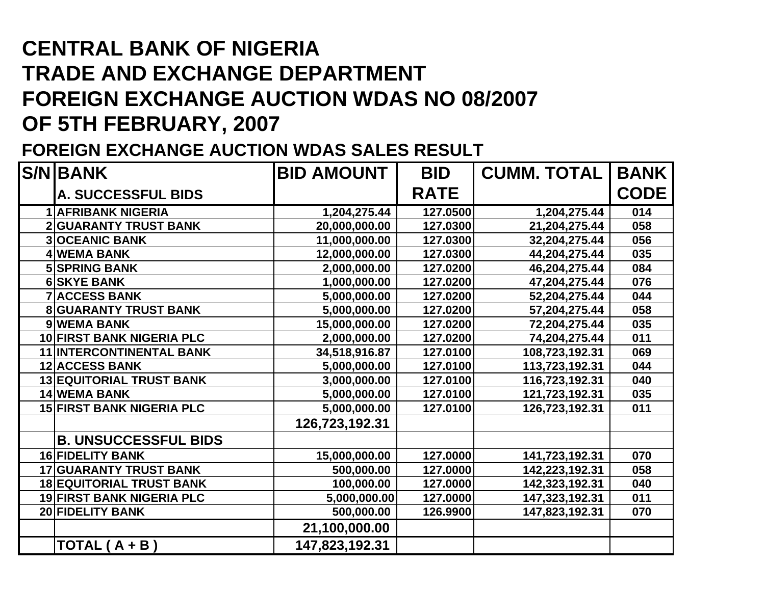# CENTRAL BANK OF NIGERIA
# TRADE AND EXCHANGE DEPARTMENT
# FOREIGN EXCHANGE AUCTION WDAS NO 08/2007
# OF 5TH FEBRUARY, 2007

## FOREIGN EXCHANGE AUCTION WDAS SALES RESULT

| S/N | BANK | BID AMOUNT | BID RATE | CUMM. TOTAL | BANK CODE |
|---|---|---|---|---|---|
| | **A. SUCCESSFUL BIDS** | | | | |
| 1 | AFRIBANK NIGERIA | 1,204,275.44 | 127.0500 | 1,204,275.44 | 014 |
| 2 | GUARANTY TRUST BANK | 20,000,000.00 | 127.0300 | 21,204,275.44 | 058 |
| 3 | OCEANIC BANK | 11,000,000.00 | 127.0300 | 32,204,275.44 | 056 |
| 4 | WEMA BANK | 12,000,000.00 | 127.0300 | 44,204,275.44 | 035 |
| 5 | SPRING BANK | 2,000,000.00 | 127.0200 | 46,204,275.44 | 084 |
| 6 | SKYE BANK | 1,000,000.00 | 127.0200 | 47,204,275.44 | 076 |
| 7 | ACCESS BANK | 5,000,000.00 | 127.0200 | 52,204,275.44 | 044 |
| 8 | GUARANTY TRUST BANK | 5,000,000.00 | 127.0200 | 57,204,275.44 | 058 |
| 9 | WEMA BANK | 15,000,000.00 | 127.0200 | 72,204,275.44 | 035 |
| 10 | FIRST BANK NIGERIA PLC | 2,000,000.00 | 127.0200 | 74,204,275.44 | 011 |
| 11 | INTERCONTINENTAL BANK | 34,518,916.87 | 127.0100 | 108,723,192.31 | 069 |
| 12 | ACCESS BANK | 5,000,000.00 | 127.0100 | 113,723,192.31 | 044 |
| 13 | EQUITORIAL TRUST BANK | 3,000,000.00 | 127.0100 | 116,723,192.31 | 040 |
| 14 | WEMA BANK | 5,000,000.00 | 127.0100 | 121,723,192.31 | 035 |
| 15 | FIRST BANK NIGERIA PLC | 5,000,000.00 | 127.0100 | 126,723,192.31 | 011 |
| | | **126,723,192.31** | | | |
| | **B. UNSUCCESSFUL BIDS** | | | | |
| 16 | FIDELITY BANK | 15,000,000.00 | 127.0000 | 141,723,192.31 | 070 |
| 17 | GUARANTY TRUST BANK | 500,000.00 | 127.0000 | 142,223,192.31 | 058 |
| 18 | EQUITORIAL TRUST BANK | 100,000.00 | 127.0000 | 142,323,192.31 | 040 |
| 19 | FIRST BANK NIGERIA PLC | 5,000,000.00 | 127.0000 | 147,323,192.31 | 011 |
| 20 | FIDELITY BANK | 500,000.00 | 126.9900 | 147,823,192.31 | 070 |
| | | **21,100,000.00** | | | |
| | **TOTAL ( A + B )** | **147,823,192.31** | | | |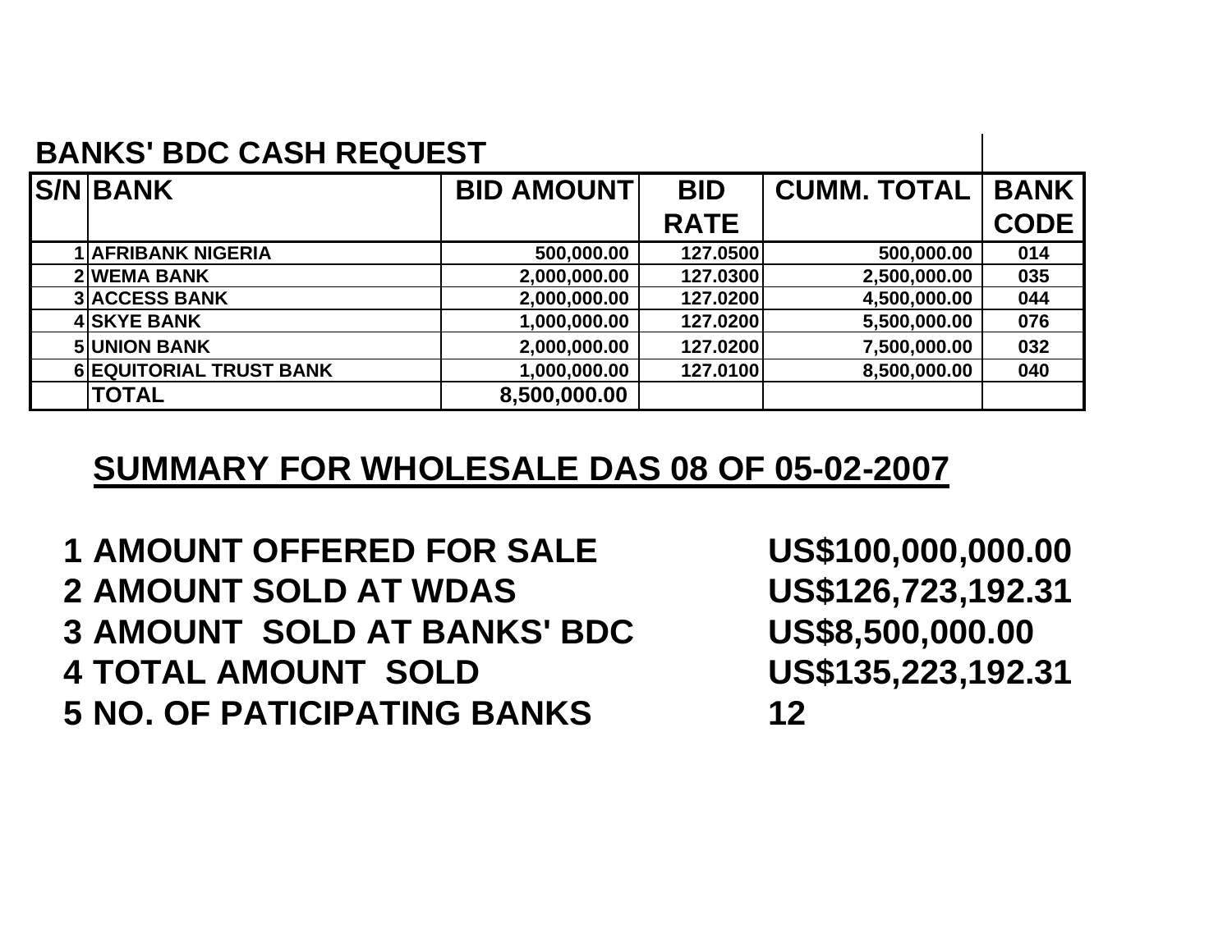## BANKS' BDC CASH REQUEST

| S/N | BANK | BID AMOUNT | BID RATE | CUMM. TOTAL | BANK CODE |
|---|---|---|---|---|---|
| 1 | AFRIBANK NIGERIA | 500,000.00 | 127.0500 | 500,000.00 | 014 |
| 2 | WEMA BANK | 2,000,000.00 | 127.0300 | 2,500,000.00 | 035 |
| 3 | ACCESS BANK | 2,000,000.00 | 127.0200 | 4,500,000.00 | 044 |
| 4 | SKYE BANK | 1,000,000.00 | 127.0200 | 5,500,000.00 | 076 |
| 5 | UNION BANK | 2,000,000.00 | 127.0200 | 7,500,000.00 | 032 |
| 6 | EQUITORIAL TRUST BANK | 1,000,000.00 | 127.0100 | 8,500,000.00 | 040 |
| | TOTAL | 8,500,000.00 | | | |

## SUMMARY FOR WHOLESALE DAS 08 OF 05-02-2007

| | | |
|---|---|---|
| 1 | AMOUNT OFFERED FOR SALE | US$100,000,000.00 |
| 2 | AMOUNT SOLD AT WDAS | US$126,723,192.31 |
| 3 | AMOUNT SOLD AT BANKS' BDC | US$8,500,000.00 |
| 4 | TOTAL AMOUNT SOLD | US$135,223,192.31 |
| 5 | NO. OF PATICIPATING BANKS | 12 |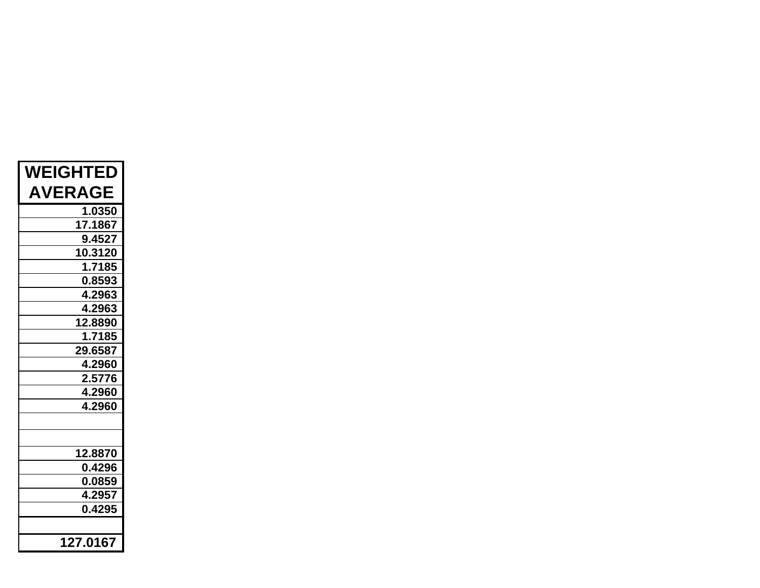| WEIGHTED AVERAGE |
|---|
| 1.0350 |
| 17.1867 |
| 9.4527 |
| 10.3120 |
| 1.7185 |
| 0.8593 |
| 4.2963 |
| 4.2963 |
| 12.8890 |
| 1.7185 |
| 29.6587 |
| 4.2960 |
| 2.5776 |
| 4.2960 |
| 4.2960 |
| |
| |
| 12.8870 |
| 0.4296 |
| 0.0859 |
| 4.2957 |
| 0.4295 |
| |
| 127.0167 |